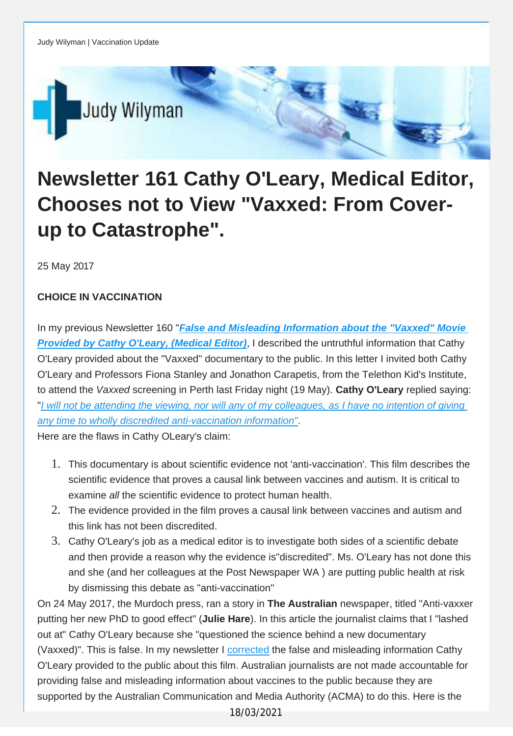# Newsletter 161 Cathy O'Leary, Medical Editor, Chooses not to View "Vaxxed: From Cover-up to Catastrophe".

25 May 2017

**CHOICE IN VACCINATION**

In my previous Newsletter 160 "***False and Misleading Information about the "Vaxxed" Movie Provided by Cathy O'Leary, (Medical Editor)***, I described the untruthful information that Cathy O'Leary provided about the "Vaxxed" documentary to the public. In this letter I invited both Cathy O'Leary and Professors Fiona Stanley and Jonathon Carapetis, from the Telethon Kid's Institute, to attend the *Vaxxed* screening in Perth last Friday night (19 May). **Cathy O'Leary** replied saying: "*I will not be attending the viewing, nor will any of my colleagues, as I have no intention of giving any time to wholly discredited anti-vaccination information"*.
Here are the flaws in Cathy OLeary's claim:

1. This documentary is about scientific evidence not 'anti-vaccination'. This film describes the scientific evidence that proves a causal link between vaccines and autism. It is critical to examine *all* the scientific evidence to protect human health.
2. The evidence provided in the film proves a causal link between vaccines and autism and this link has not been discredited.
3. Cathy O'Leary's job as a medical editor is to investigate both sides of a scientific debate and then provide a reason why the evidence is"discredited". Ms. O'Leary has not done this and she (and her colleagues at the Post Newspaper WA ) are putting public health at risk by dismissing this debate as "anti-vaccination"

On 24 May 2017, the Murdoch press, ran a story in **The Australian** newspaper, titled "Anti-vaxxer putting her new PhD to good effect" (**Julie Hare**). In this article the journalist claims that I "lashed out at" Cathy O'Leary because she "questioned the science behind a new documentary (Vaxxed)". This is false. In my newsletter I corrected the false and misleading information Cathy O'Leary provided to the public about this film. Australian journalists are not made accountable for providing false and misleading information about vaccines to the public because they are supported by the Australian Communication and Media Authority (ACMA) to do this. Here is the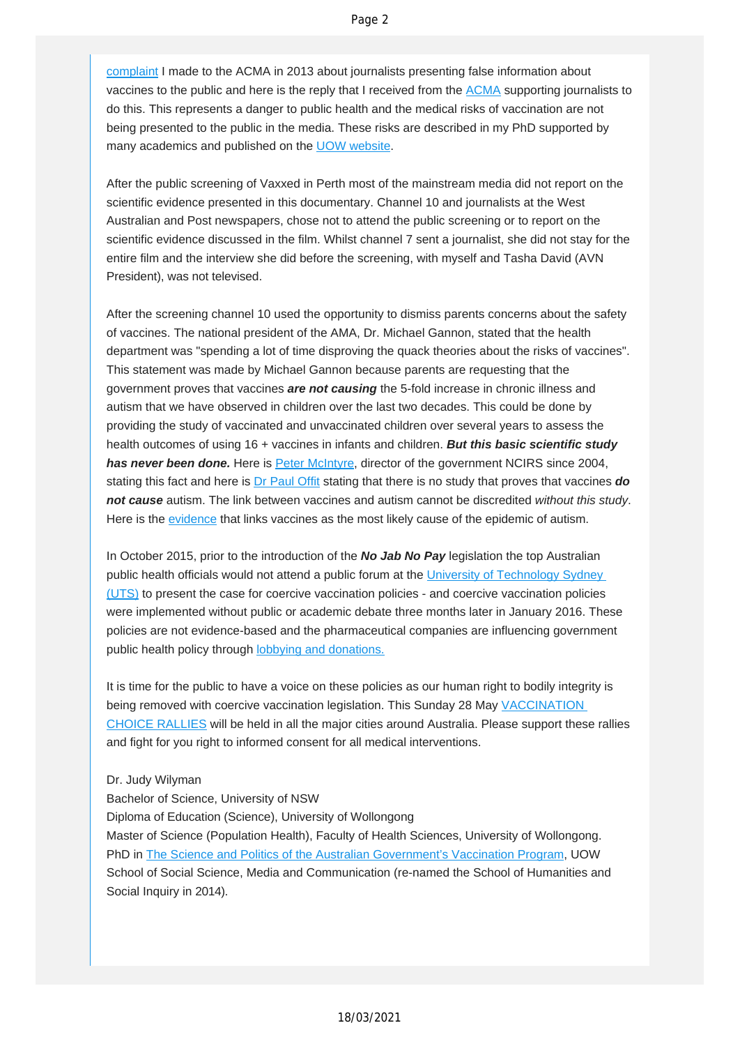complaint I made to the ACMA in 2013 about journalists presenting false information about vaccines to the public and here is the reply that I received from the ACMA supporting journalists to do this. This represents a danger to public health and the medical risks of vaccination are not being presented to the public in the media. These risks are described in my PhD supported by many academics and published on the UOW website.

After the public screening of Vaxxed in Perth most of the mainstream media did not report on the scientific evidence presented in this documentary. Channel 10 and journalists at the West Australian and Post newspapers, chose not to attend the public screening or to report on the scientific evidence discussed in the film. Whilst channel 7 sent a journalist, she did not stay for the entire film and the interview she did before the screening, with myself and Tasha David (AVN President), was not televised.

After the screening channel 10 used the opportunity to dismiss parents concerns about the safety of vaccines. The national president of the AMA, Dr. Michael Gannon, stated that the health department was "spending a lot of time disproving the quack theories about the risks of vaccines". This statement was made by Michael Gannon because parents are requesting that the government proves that vaccines ***are not causing*** the 5-fold increase in chronic illness and autism that we have observed in children over the last two decades. This could be done by providing the study of vaccinated and unvaccinated children over several years to assess the health outcomes of using 16 + vaccines in infants and children. ***But this basic scientific study has never been done.*** Here is Peter McIntyre, director of the government NCIRS since 2004, stating this fact and here is Dr Paul Offit stating that there is no study that proves that vaccines ***do not cause*** autism. The link between vaccines and autism cannot be discredited *without this study*. Here is the evidence that links vaccines as the most likely cause of the epidemic of autism.

In October 2015, prior to the introduction of the ***No Jab No Pay*** legislation the top Australian public health officials would not attend a public forum at the University of Technology Sydney (UTS) to present the case for coercive vaccination policies - and coercive vaccination policies were implemented without public or academic debate three months later in January 2016. These policies are not evidence-based and the pharmaceutical companies are influencing government public health policy through lobbying and donations.

It is time for the public to have a voice on these policies as our human right to bodily integrity is being removed with coercive vaccination legislation. This Sunday 28 May VACCINATION CHOICE RALLIES will be held in all the major cities around Australia. Please support these rallies and fight for you right to informed consent for all medical interventions.

Dr. Judy Wilyman
Bachelor of Science, University of NSW
Diploma of Education (Science), University of Wollongong
Master of Science (Population Health), Faculty of Health Sciences, University of Wollongong.
PhD in The Science and Politics of the Australian Government's Vaccination Program, UOW School of Social Science, Media and Communication (re-named the School of Humanities and Social Inquiry in 2014).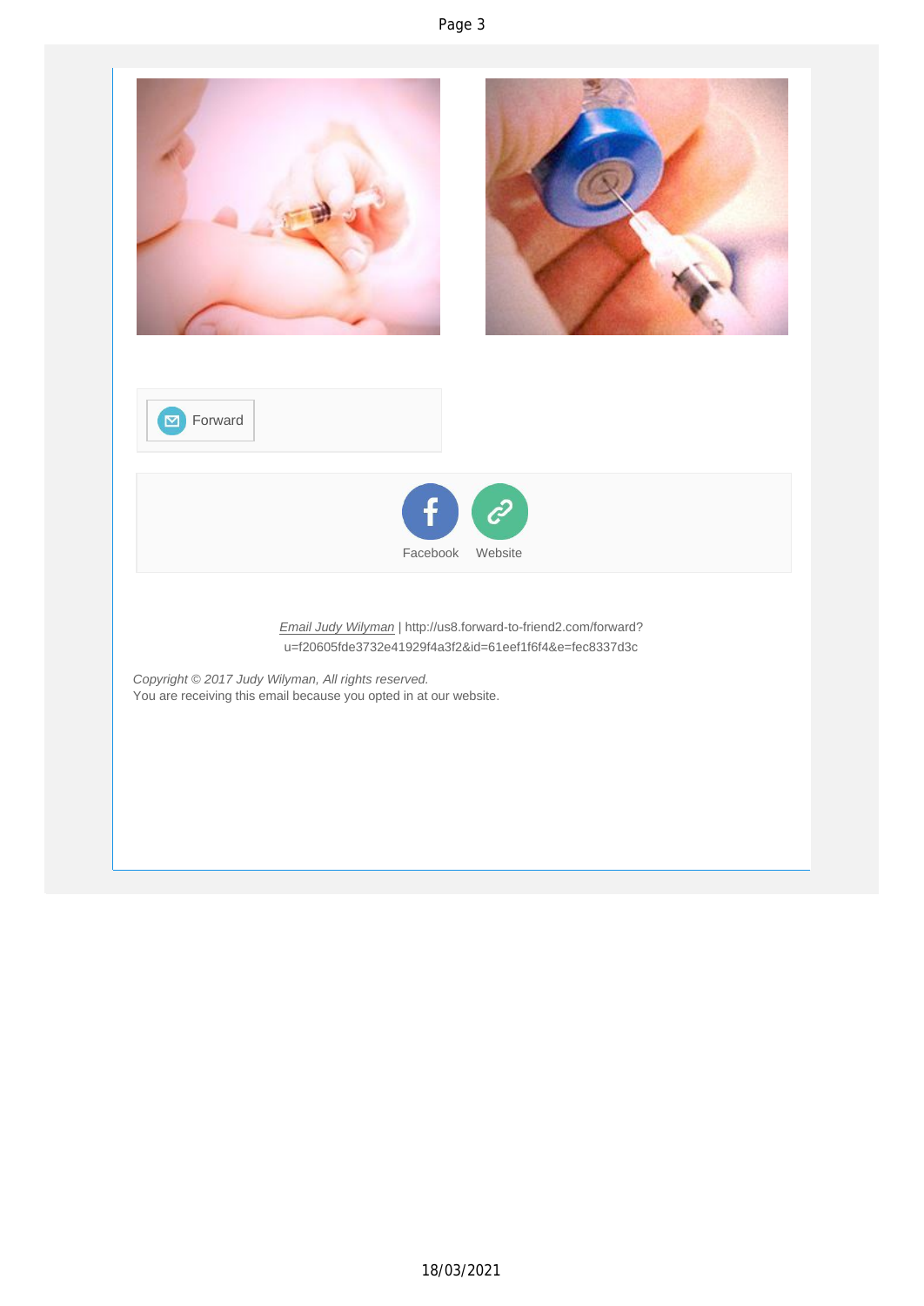Forward

Facebook Website

*Email Judy Wilyman* | http://us8.forward-to-friend2.com/forward?u=f20605fde3732e41929f4a3f2&id=61eef1f6f4&e=fec8337d3c

*Copyright © 2017 Judy Wilyman, All rights reserved.*
You are receiving this email because you opted in at our website.